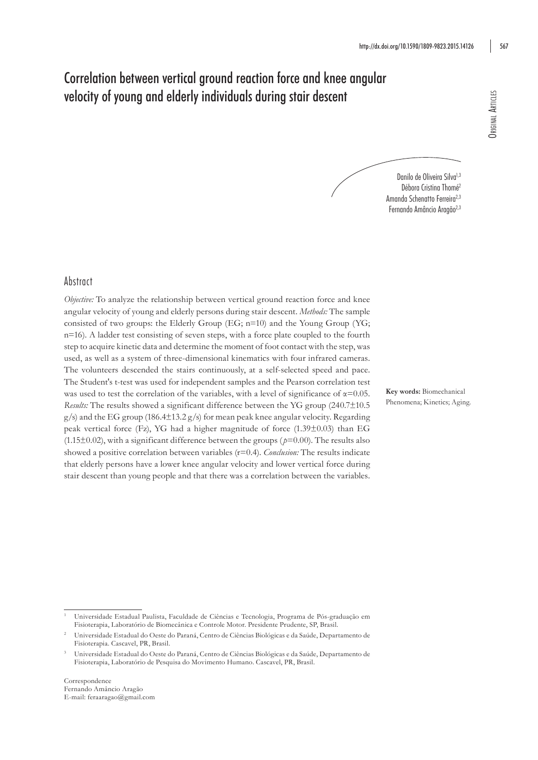# Correlation between vertical ground reaction force and knee angular velocity of young and elderly individuals during stair descent

Danilo de Oliveira Silva[1,3]
Débora Cristina Thomé[2]
Amanda Schenatto Ferreira[2,3]
Fernando Amâncio Aragão[2,3]

## Abstract

*Objective:* To analyze the relationship between vertical ground reaction force and knee angular velocity of young and elderly persons during stair descent. *Methods:* The sample consisted of two groups: the Elderly Group (EG; n=10) and the Young Group (YG; n=16). A ladder test consisting of seven steps, with a force plate coupled to the fourth step to acquire kinetic data and determine the moment of foot contact with the step, was used, as well as a system of three-dimensional kinematics with four infrared cameras. The volunteers descended the stairs continuously, at a self-selected speed and pace. The Student's t-test was used for independent samples and the Pearson correlation test was used to test the correlation of the variables, with a level of significance of $\alpha=0.05$. *Results:* The results showed a significant difference between the YG group ($240.7\pm10.5$ g/s) and the EG group ($186.4\pm13.2$ g/s) for mean peak knee angular velocity. Regarding peak vertical force (Fz), YG had a higher magnitude of force ($1.39\pm0.03$) than EG ($1.15\pm0.02$), with a significant difference between the groups ($p=0.00$). The results also showed a positive correlation between variables (r=0.4). *Conclusion:* The results indicate that elderly persons have a lower knee angular velocity and lower vertical force during stair descent than young people and that there was a correlation between the variables.

**Key words:** Biomechanical Phenomena; Kinetics; Aging.

[1] Universidade Estadual Paulista, Faculdade de Ciências e Tecnologia, Programa de Pós-graduação em Fisioterapia, Laboratório de Biomecânica e Controle Motor. Presidente Prudente, SP, Brasil.

[2] Universidade Estadual do Oeste do Paraná, Centro de Ciências Biológicas e da Saúde, Departamento de Fisioterapia. Cascavel, PR, Brasil.

[3] Universidade Estadual do Oeste do Paraná, Centro de Ciências Biológicas e da Saúde, Departamento de Fisioterapia, Laboratório de Pesquisa do Movimento Humano. Cascavel, PR, Brasil.

Correspondence
Fernando Amâncio Aragão
E-mail: feraaragao@gmail.com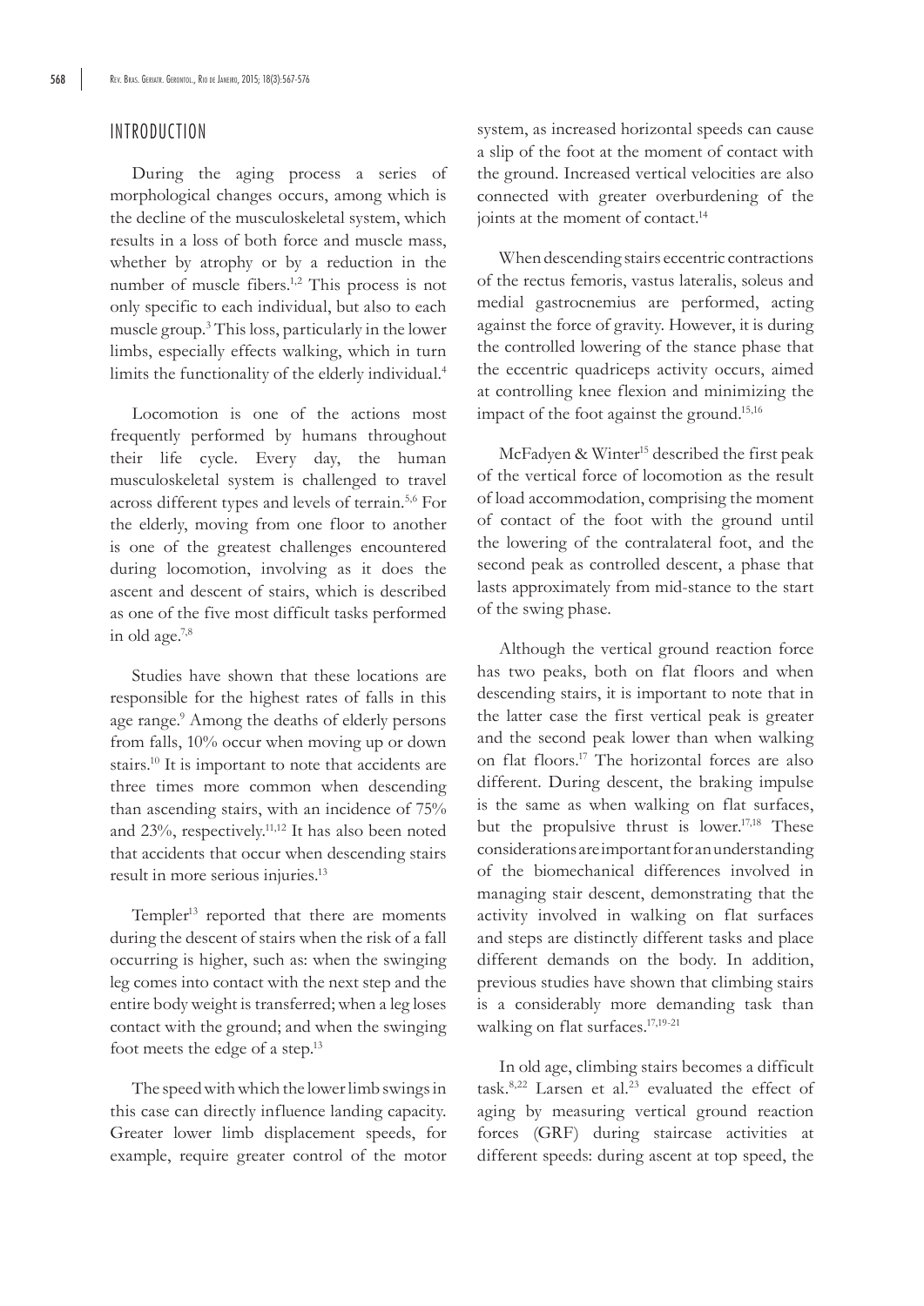## INTRODUCTION

During the aging process a series of morphological changes occurs, among which is the decline of the musculoskeletal system, which results in a loss of both force and muscle mass, whether by atrophy or by a reduction in the number of muscle fibers.[1,2] This process is not only specific to each individual, but also to each muscle group.[3] This loss, particularly in the lower limbs, especially effects walking, which in turn limits the functionality of the elderly individual.[4]

Locomotion is one of the actions most frequently performed by humans throughout their life cycle. Every day, the human musculoskeletal system is challenged to travel across different types and levels of terrain.[5,6] For the elderly, moving from one floor to another is one of the greatest challenges encountered during locomotion, involving as it does the ascent and descent of stairs, which is described as one of the five most difficult tasks performed in old age.[7,8]

Studies have shown that these locations are responsible for the highest rates of falls in this age range.[9] Among the deaths of elderly persons from falls, 10% occur when moving up or down stairs.[10] It is important to note that accidents are three times more common when descending than ascending stairs, with an incidence of 75% and 23%, respectively.[11,12] It has also been noted that accidents that occur when descending stairs result in more serious injuries.[13]

Templer[13] reported that there are moments during the descent of stairs when the risk of a fall occurring is higher, such as: when the swinging leg comes into contact with the next step and the entire body weight is transferred; when a leg loses contact with the ground; and when the swinging foot meets the edge of a step.[13]

The speed with which the lower limb swings in this case can directly influence landing capacity. Greater lower limb displacement speeds, for example, require greater control of the motor system, as increased horizontal speeds can cause a slip of the foot at the moment of contact with the ground. Increased vertical velocities are also connected with greater overburdening of the joints at the moment of contact.[14]

When descending stairs eccentric contractions of the rectus femoris, vastus lateralis, soleus and medial gastrocnemius are performed, acting against the force of gravity. However, it is during the controlled lowering of the stance phase that the eccentric quadriceps activity occurs, aimed at controlling knee flexion and minimizing the impact of the foot against the ground.[15,16]

McFadyen & Winter[15] described the first peak of the vertical force of locomotion as the result of load accommodation, comprising the moment of contact of the foot with the ground until the lowering of the contralateral foot, and the second peak as controlled descent, a phase that lasts approximately from mid-stance to the start of the swing phase.

Although the vertical ground reaction force has two peaks, both on flat floors and when descending stairs, it is important to note that in the latter case the first vertical peak is greater and the second peak lower than when walking on flat floors.[17] The horizontal forces are also different. During descent, the braking impulse is the same as when walking on flat surfaces, but the propulsive thrust is lower.[17,18] These considerations are important for an understanding of the biomechanical differences involved in managing stair descent, demonstrating that the activity involved in walking on flat surfaces and steps are distinctly different tasks and place different demands on the body. In addition, previous studies have shown that climbing stairs is a considerably more demanding task than walking on flat surfaces.[17,19-21]

In old age, climbing stairs becomes a difficult task.[8,22] Larsen et al.[23] evaluated the effect of aging by measuring vertical ground reaction forces (GRF) during staircase activities at different speeds: during ascent at top speed, the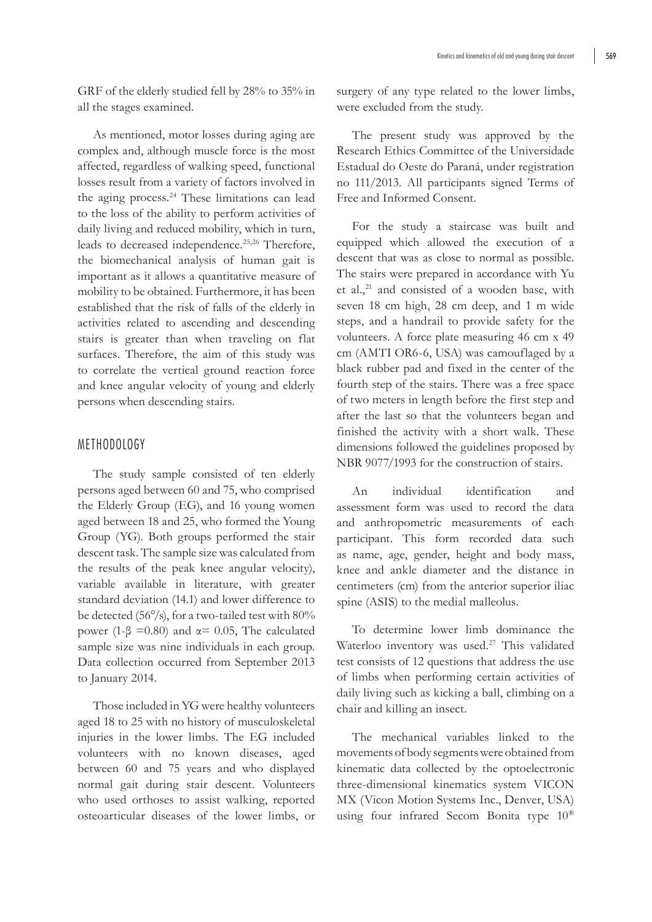GRF of the elderly studied fell by 28% to 35% in all the stages examined.

As mentioned, motor losses during aging are complex and, although muscle force is the most affected, regardless of walking speed, functional losses result from a variety of factors involved in the aging process.[24] These limitations can lead to the loss of the ability to perform activities of daily living and reduced mobility, which in turn, leads to decreased independence.[25,26] Therefore, the biomechanical analysis of human gait is important as it allows a quantitative measure of mobility to be obtained. Furthermore, it has been established that the risk of falls of the elderly in activities related to ascending and descending stairs is greater than when traveling on flat surfaces. Therefore, the aim of this study was to correlate the vertical ground reaction force and knee angular velocity of young and elderly persons when descending stairs.

## METHODOLOGY

The study sample consisted of ten elderly persons aged between 60 and 75, who comprised the Elderly Group (EG), and 16 young women aged between 18 and 25, who formed the Young Group (YG). Both groups performed the stair descent task. The sample size was calculated from the results of the peak knee angular velocity), variable available in literature, with greater standard deviation (14.1) and lower difference to be detected (56°/s), for a two-tailed test with 80% power ($1-\beta = 0.80$) and $\alpha = 0.05$, The calculated sample size was nine individuals in each group. Data collection occurred from September 2013 to January 2014.

Those included in YG were healthy volunteers aged 18 to 25 with no history of musculoskeletal injuries in the lower limbs. The EG included volunteers with no known diseases, aged between 60 and 75 years and who displayed normal gait during stair descent. Volunteers who used orthoses to assist walking, reported osteoarticular diseases of the lower limbs, or surgery of any type related to the lower limbs, were excluded from the study.

The present study was approved by the Research Ethics Committee of the Universidade Estadual do Oeste do Paraná, under registration no 111/2013. All participants signed Terms of Free and Informed Consent.

For the study a staircase was built and equipped which allowed the execution of a descent that was as close to normal as possible. The stairs were prepared in accordance with Yu et al.,[21] and consisted of a wooden base, with seven 18 cm high, 28 cm deep, and 1 m wide steps, and a handrail to provide safety for the volunteers. A force plate measuring 46 cm x 49 cm (AMTI OR6-6, USA) was camouflaged by a black rubber pad and fixed in the center of the fourth step of the stairs. There was a free space of two meters in length before the first step and after the last so that the volunteers began and finished the activity with a short walk. These dimensions followed the guidelines proposed by NBR 9077/1993 for the construction of stairs.

An individual identification and assessment form was used to record the data and anthropometric measurements of each participant. This form recorded data such as name, age, gender, height and body mass, knee and ankle diameter and the distance in centimeters (cm) from the anterior superior iliac spine (ASIS) to the medial malleolus.

To determine lower limb dominance the Waterloo inventory was used.[27] This validated test consists of 12 questions that address the use of limbs when performing certain activities of daily living such as kicking a ball, climbing on a chair and killing an insect.

The mechanical variables linked to the movements of body segments were obtained from kinematic data collected by the optoelectronic three-dimensional kinematics system VICON MX (Vicon Motion Systems Inc., Denver, USA) using four infrared Secom Bonita type 10®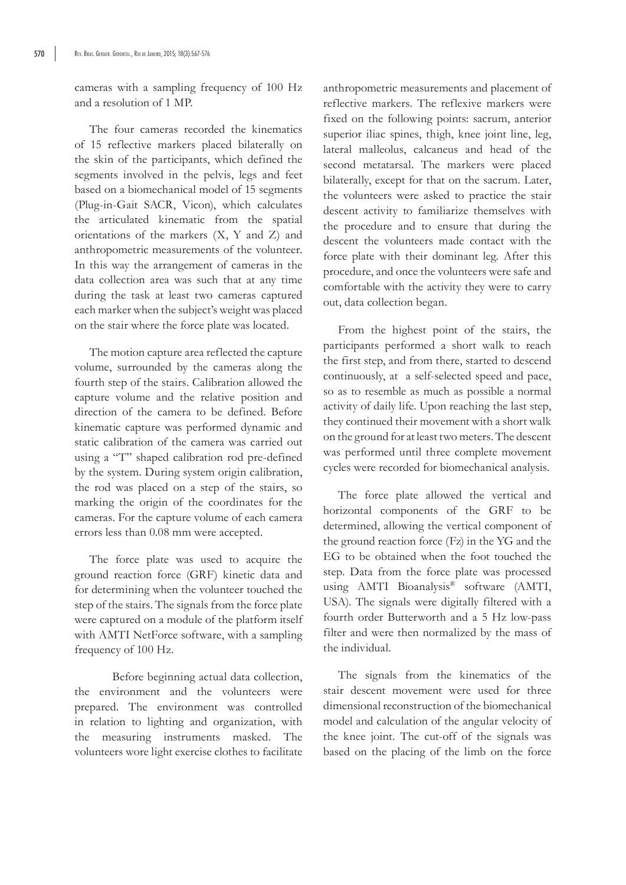cameras with a sampling frequency of 100 Hz and a resolution of 1 MP.

The four cameras recorded the kinematics of 15 reflective markers placed bilaterally on the skin of the participants, which defined the segments involved in the pelvis, legs and feet based on a biomechanical model of 15 segments (Plug-in-Gait SACR, Vicon), which calculates the articulated kinematic from the spatial orientations of the markers (X, Y and Z) and anthropometric measurements of the volunteer. In this way the arrangement of cameras in the data collection area was such that at any time during the task at least two cameras captured each marker when the subject's weight was placed on the stair where the force plate was located.

The motion capture area reflected the capture volume, surrounded by the cameras along the fourth step of the stairs. Calibration allowed the capture volume and the relative position and direction of the camera to be defined. Before kinematic capture was performed dynamic and static calibration of the camera was carried out using a "T" shaped calibration rod pre-defined by the system. During system origin calibration, the rod was placed on a step of the stairs, so marking the origin of the coordinates for the cameras. For the capture volume of each camera errors less than 0.08 mm were accepted.

The force plate was used to acquire the ground reaction force (GRF) kinetic data and for determining when the volunteer touched the step of the stairs. The signals from the force plate were captured on a module of the platform itself with AMTI NetForce software, with a sampling frequency of 100 Hz.

Before beginning actual data collection, the environment and the volunteers were prepared. The environment was controlled in relation to lighting and organization, with the measuring instruments masked. The volunteers wore light exercise clothes to facilitate anthropometric measurements and placement of reflective markers. The reflexive markers were fixed on the following points: sacrum, anterior superior iliac spines, thigh, knee joint line, leg, lateral malleolus, calcaneus and head of the second metatarsal. The markers were placed bilaterally, except for that on the sacrum. Later, the volunteers were asked to practice the stair descent activity to familiarize themselves with the procedure and to ensure that during the descent the volunteers made contact with the force plate with their dominant leg. After this procedure, and once the volunteers were safe and comfortable with the activity they were to carry out, data collection began.

From the highest point of the stairs, the participants performed a short walk to reach the first step, and from there, started to descend continuously, at a self-selected speed and pace, so as to resemble as much as possible a normal activity of daily life. Upon reaching the last step, they continued their movement with a short walk on the ground for at least two meters. The descent was performed until three complete movement cycles were recorded for biomechanical analysis.

The force plate allowed the vertical and horizontal components of the GRF to be determined, allowing the vertical component of the ground reaction force (Fz) in the YG and the EG to be obtained when the foot touched the step. Data from the force plate was processed using AMTI Bioanalysis® software (AMTI, USA). The signals were digitally filtered with a fourth order Butterworth and a 5 Hz low-pass filter and were then normalized by the mass of the individual.

The signals from the kinematics of the stair descent movement were used for three dimensional reconstruction of the biomechanical model and calculation of the angular velocity of the knee joint. The cut-off of the signals was based on the placing of the limb on the force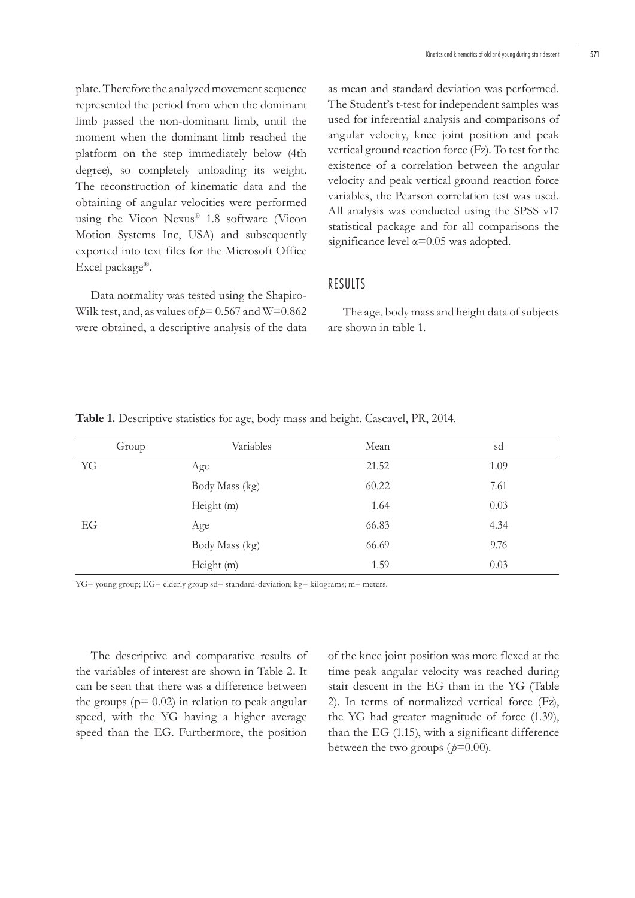plate. Therefore the analyzed movement sequence represented the period from when the dominant limb passed the non-dominant limb, until the moment when the dominant limb reached the platform on the step immediately below (4th degree), so completely unloading its weight. The reconstruction of kinematic data and the obtaining of angular velocities were performed using the Vicon Nexus® 1.8 software (Vicon Motion Systems Inc, USA) and subsequently exported into text files for the Microsoft Office Excel package®.

Data normality was tested using the Shapiro-Wilk test, and, as values of $p$= 0.567 and W=0.862 were obtained, a descriptive analysis of the data as mean and standard deviation was performed. The Student's t-test for independent samples was used for inferential analysis and comparisons of angular velocity, knee joint position and peak vertical ground reaction force (Fz). To test for the existence of a correlation between the angular velocity and peak vertical ground reaction force variables, the Pearson correlation test was used. All analysis was conducted using the SPSS v17 statistical package and for all comparisons the significance level α=0.05 was adopted.

## RESULTS

The age, body mass and height data of subjects are shown in table 1.

**Table 1.** Descriptive statistics for age, body mass and height. Cascavel, PR, 2014.

| Group | Variables | Mean | sd |
|---|---|---|---|
| YG | Age | 21.52 | 1.09 |
| | Body Mass (kg) | 60.22 | 7.61 |
| | Height (m) | 1.64 | 0.03 |
| EG | Age | 66.83 | 4.34 |
| | Body Mass (kg) | 66.69 | 9.76 |
| | Height (m) | 1.59 | 0.03 |

YG= young group; EG= elderly group sd= standard-deviation; kg= kilograms; m= meters.

The descriptive and comparative results of the variables of interest are shown in Table 2. It can be seen that there was a difference between the groups (p= 0.02) in relation to peak angular speed, with the YG having a higher average speed than the EG. Furthermore, the position of the knee joint position was more flexed at the time peak angular velocity was reached during stair descent in the EG than in the YG (Table 2). In terms of normalized vertical force (Fz), the YG had greater magnitude of force (1.39), than the EG (1.15), with a significant difference between the two groups ($p$=0.00).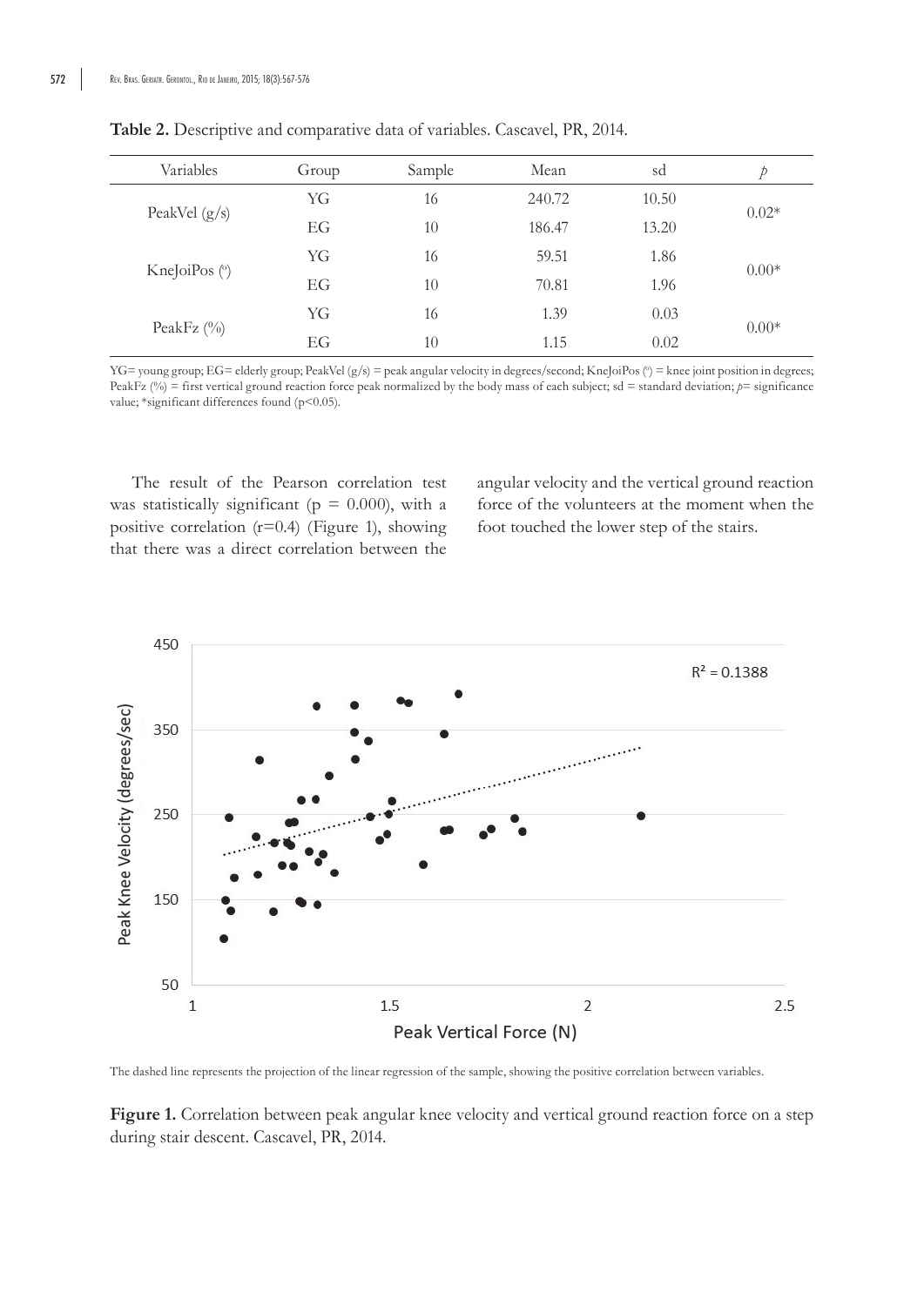**Table 2.** Descriptive and comparative data of variables. Cascavel, PR, 2014.

| Variables | Group | Sample | Mean | sd | *p* |
|---|---|---|---|---|---|
| PeakVel (g/s) | YG | 16 | 240.72 | 10.50 | 0.02* |
| | EG | 10 | 186.47 | 13.20 | |
| KneJoiPos (º) | YG | 16 | 59.51 | 1.86 | 0.00* |
| | EG | 10 | 70.81 | 1.96 | |
| PeakFz (%) | YG | 16 | 1.39 | 0.03 | 0.00* |
| | EG | 10 | 1.15 | 0.02 | |

YG= young group; EG= elderly group; PeakVel (g/s) = peak angular velocity in degrees/second; KneJoiPos (º) = knee joint position in degrees; PeakFz (%) = first vertical ground reaction force peak normalized by the body mass of each subject; sd = standard deviation; *p*= significance value; *significant differences found ($p<0.05$).

The result of the Pearson correlation test was statistically significant ($p = 0.000$), with a positive correlation ($r=0.4$) (Figure 1), showing that there was a direct correlation between the angular velocity and the vertical ground reaction force of the volunteers at the moment when the foot touched the lower step of the stairs.

The dashed line represents the projection of the linear regression of the sample, showing the positive correlation between variables.

**Figure 1.** Correlation between peak angular knee velocity and vertical ground reaction force on a step during stair descent. Cascavel, PR, 2014.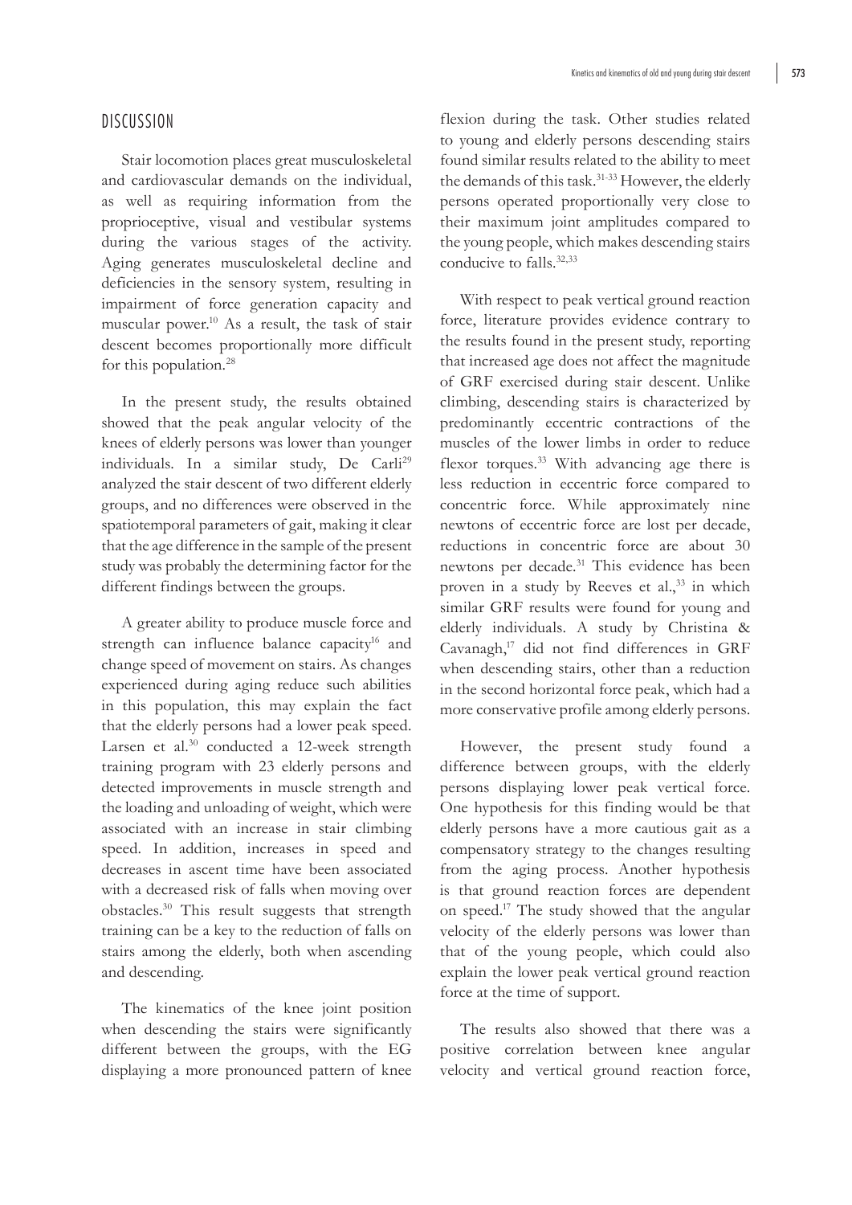## DISCUSSION

Stair locomotion places great musculoskeletal and cardiovascular demands on the individual, as well as requiring information from the proprioceptive, visual and vestibular systems during the various stages of the activity. Aging generates musculoskeletal decline and deficiencies in the sensory system, resulting in impairment of force generation capacity and muscular power.[10] As a result, the task of stair descent becomes proportionally more difficult for this population.[28]

In the present study, the results obtained showed that the peak angular velocity of the knees of elderly persons was lower than younger individuals. In a similar study, De Carli[29] analyzed the stair descent of two different elderly groups, and no differences were observed in the spatiotemporal parameters of gait, making it clear that the age difference in the sample of the present study was probably the determining factor for the different findings between the groups.

A greater ability to produce muscle force and strength can influence balance capacity[16] and change speed of movement on stairs. As changes experienced during aging reduce such abilities in this population, this may explain the fact that the elderly persons had a lower peak speed. Larsen et al.[30] conducted a 12-week strength training program with 23 elderly persons and detected improvements in muscle strength and the loading and unloading of weight, which were associated with an increase in stair climbing speed. In addition, increases in speed and decreases in ascent time have been associated with a decreased risk of falls when moving over obstacles.[30] This result suggests that strength training can be a key to the reduction of falls on stairs among the elderly, both when ascending and descending.

The kinematics of the knee joint position when descending the stairs were significantly different between the groups, with the EG displaying a more pronounced pattern of knee flexion during the task. Other studies related to young and elderly persons descending stairs found similar results related to the ability to meet the demands of this task.[31-33] However, the elderly persons operated proportionally very close to their maximum joint amplitudes compared to the young people, which makes descending stairs conducive to falls.[32,33]

With respect to peak vertical ground reaction force, literature provides evidence contrary to the results found in the present study, reporting that increased age does not affect the magnitude of GRF exercised during stair descent. Unlike climbing, descending stairs is characterized by predominantly eccentric contractions of the muscles of the lower limbs in order to reduce flexor torques.[33] With advancing age there is less reduction in eccentric force compared to concentric force. While approximately nine newtons of eccentric force are lost per decade, reductions in concentric force are about 30 newtons per decade.[31] This evidence has been proven in a study by Reeves et al.,[33] in which similar GRF results were found for young and elderly individuals. A study by Christina & Cavanagh,[17] did not find differences in GRF when descending stairs, other than a reduction in the second horizontal force peak, which had a more conservative profile among elderly persons.

However, the present study found a difference between groups, with the elderly persons displaying lower peak vertical force. One hypothesis for this finding would be that elderly persons have a more cautious gait as a compensatory strategy to the changes resulting from the aging process. Another hypothesis is that ground reaction forces are dependent on speed.[17] The study showed that the angular velocity of the elderly persons was lower than that of the young people, which could also explain the lower peak vertical ground reaction force at the time of support.

The results also showed that there was a positive correlation between knee angular velocity and vertical ground reaction force,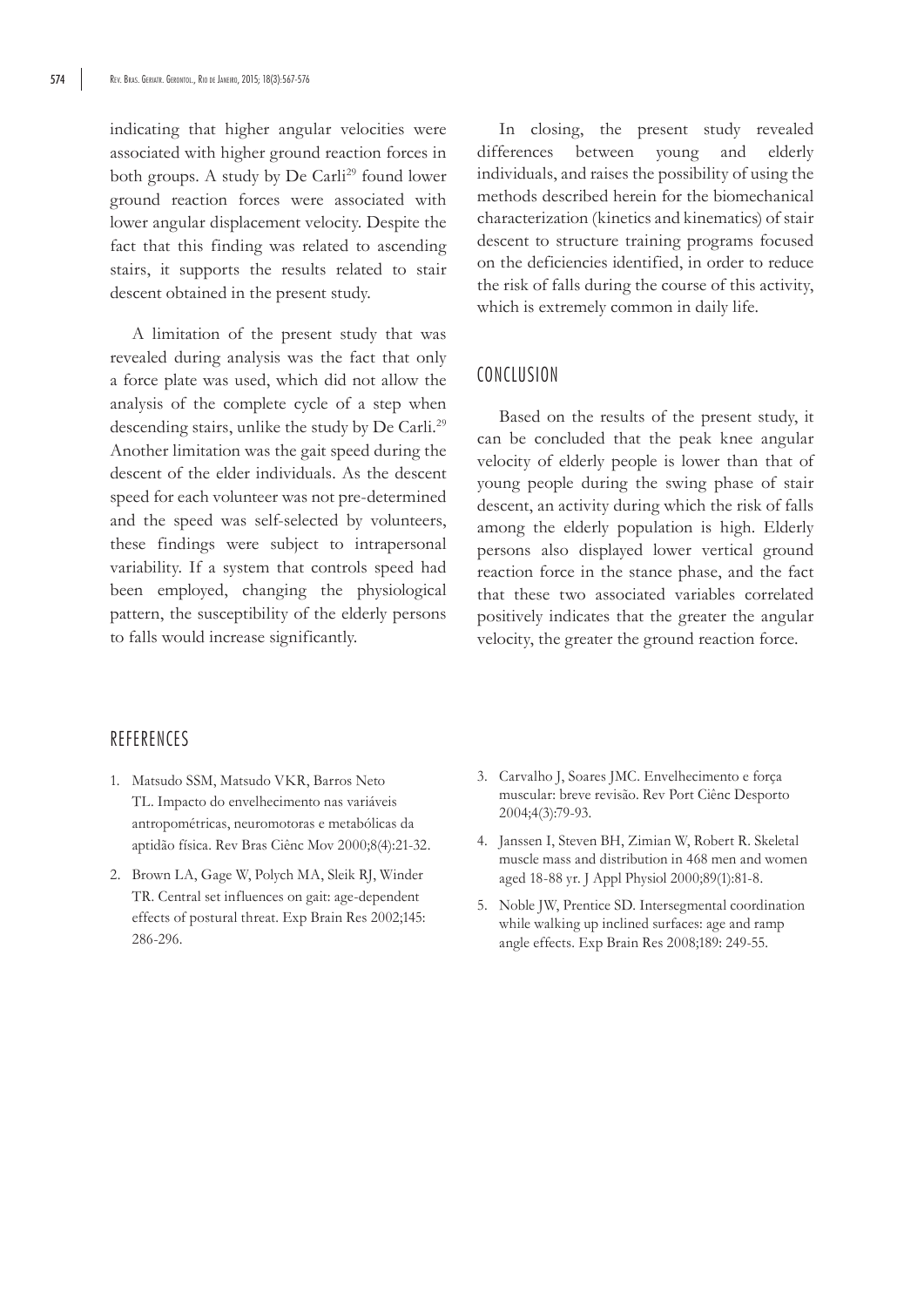indicating that higher angular velocities were associated with higher ground reaction forces in both groups. A study by De Carli[29] found lower ground reaction forces were associated with lower angular displacement velocity. Despite the fact that this finding was related to ascending stairs, it supports the results related to stair descent obtained in the present study.

A limitation of the present study that was revealed during analysis was the fact that only a force plate was used, which did not allow the analysis of the complete cycle of a step when descending stairs, unlike the study by De Carli.[29] Another limitation was the gait speed during the descent of the elder individuals. As the descent speed for each volunteer was not pre-determined and the speed was self-selected by volunteers, these findings were subject to intrapersonal variability. If a system that controls speed had been employed, changing the physiological pattern, the susceptibility of the elderly persons to falls would increase significantly.

In closing, the present study revealed differences between young and elderly individuals, and raises the possibility of using the methods described herein for the biomechanical characterization (kinetics and kinematics) of stair descent to structure training programs focused on the deficiencies identified, in order to reduce the risk of falls during the course of this activity, which is extremely common in daily life.

## CONCLUSION

Based on the results of the present study, it can be concluded that the peak knee angular velocity of elderly people is lower than that of young people during the swing phase of stair descent, an activity during which the risk of falls among the elderly population is high. Elderly persons also displayed lower vertical ground reaction force in the stance phase, and the fact that these two associated variables correlated positively indicates that the greater the angular velocity, the greater the ground reaction force.

## REFERENCES

1. Matsudo SSM, Matsudo VKR, Barros Neto TL. Impacto do envelhecimento nas variáveis antropométricas, neuromotoras e metabólicas da aptidão física. Rev Bras Ciênc Mov 2000;8(4):21-32.
2. Brown LA, Gage W, Polych MA, Sleik RJ, Winder TR. Central set influences on gait: age-dependent effects of postural threat. Exp Brain Res 2002;145: 286-296.
3. Carvalho J, Soares JMC. Envelhecimento e força muscular: breve revisão. Rev Port Ciênc Desporto 2004;4(3):79-93.
4. Janssen I, Steven BH, Zimian W, Robert R. Skeletal muscle mass and distribution in 468 men and women aged 18-88 yr. J Appl Physiol 2000;89(1):81-8.
5. Noble JW, Prentice SD. Intersegmental coordination while walking up inclined surfaces: age and ramp angle effects. Exp Brain Res 2008;189: 249-55.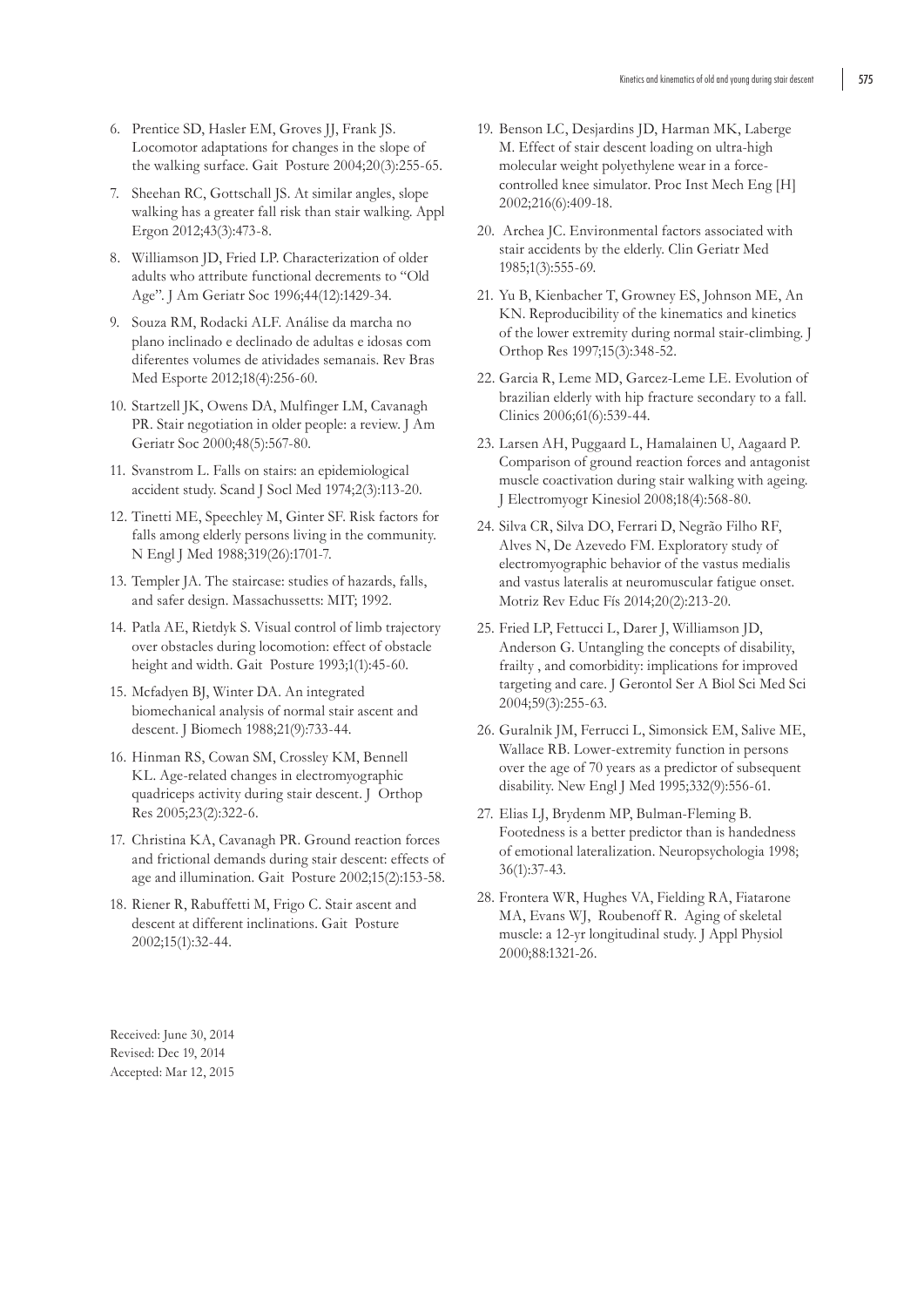6. Prentice SD, Hasler EM, Groves JJ, Frank JS. Locomotor adaptations for changes in the slope of the walking surface. Gait Posture 2004;20(3):255-65.
7. Sheehan RC, Gottschall JS. At similar angles, slope walking has a greater fall risk than stair walking. Appl Ergon 2012;43(3):473-8.
8. Williamson JD, Fried LP. Characterization of older adults who attribute functional decrements to "Old Age". J Am Geriatr Soc 1996;44(12):1429-34.
9. Souza RM, Rodacki ALF. Análise da marcha no plano inclinado e declinado de adultas e idosas com diferentes volumes de atividades semanais. Rev Bras Med Esporte 2012;18(4):256-60.
10. Startzell JK, Owens DA, Mulfinger LM, Cavanagh PR. Stair negotiation in older people: a review. J Am Geriatr Soc 2000;48(5):567-80.
11. Svanstrom L. Falls on stairs: an epidemiological accident study. Scand J Socl Med 1974;2(3):113-20.
12. Tinetti ME, Speechley M, Ginter SF. Risk factors for falls among elderly persons living in the community. N Engl J Med 1988;319(26):1701-7.
13. Templer JA. The staircase: studies of hazards, falls, and safer design. Massachussetts: MIT; 1992.
14. Patla AE, Rietdyk S. Visual control of limb trajectory over obstacles during locomotion: effect of obstacle height and width. Gait Posture 1993;1(1):45-60.
15. Mcfadyen BJ, Winter DA. An integrated biomechanical analysis of normal stair ascent and descent. J Biomech 1988;21(9):733-44.
16. Hinman RS, Cowan SM, Crossley KM, Bennell KL. Age-related changes in electromyographic quadriceps activity during stair descent. J Orthop Res 2005;23(2):322-6.
17. Christina KA, Cavanagh PR. Ground reaction forces and frictional demands during stair descent: effects of age and illumination. Gait Posture 2002;15(2):153-58.
18. Riener R, Rabuffetti M, Frigo C. Stair ascent and descent at different inclinations. Gait Posture 2002;15(1):32-44.
19. Benson LC, Desjardins JD, Harman MK, Laberge M. Effect of stair descent loading on ultra-high molecular weight polyethylene wear in a force-controlled knee simulator. Proc Inst Mech Eng [H] 2002;216(6):409-18.
20. Archea JC. Environmental factors associated with stair accidents by the elderly. Clin Geriatr Med 1985;1(3):555-69.
21. Yu B, Kienbacher T, Growney ES, Johnson ME, An KN. Reproducibility of the kinematics and kinetics of the lower extremity during normal stair-climbing. J Orthop Res 1997;15(3):348-52.
22. Garcia R, Leme MD, Garcez-Leme LE. Evolution of brazilian elderly with hip fracture secondary to a fall. Clinics 2006;61(6):539-44.
23. Larsen AH, Puggaard L, Hamalainen U, Aagaard P. Comparison of ground reaction forces and antagonist muscle coactivation during stair walking with ageing. J Electromyogr Kinesiol 2008;18(4):568-80.
24. Silva CR, Silva DO, Ferrari D, Negrão Filho RF, Alves N, De Azevedo FM. Exploratory study of electromyographic behavior of the vastus medialis and vastus lateralis at neuromuscular fatigue onset. Motriz Rev Educ Fís 2014;20(2):213-20.
25. Fried LP, Fettucci L, Darer J, Williamson JD, Anderson G. Untangling the concepts of disability, frailty , and comorbidity: implications for improved targeting and care. J Gerontol Ser A Biol Sci Med Sci 2004;59(3):255-63.
26. Guralnik JM, Ferrucci L, Simonsick EM, Salive ME, Wallace RB. Lower-extremity function in persons over the age of 70 years as a predictor of subsequent disability. New Engl J Med 1995;332(9):556-61.
27. Elias LJ, Brydenm MP, Bulman-Fleming B. Footedness is a better predictor than is handedness of emotional lateralization. Neuropsychologia 1998; 36(1):37-43.
28. Frontera WR, Hughes VA, Fielding RA, Fiatarone MA, Evans WJ, Roubenoff R. Aging of skeletal muscle: a 12-yr longitudinal study. J Appl Physiol 2000;88:1321-26.

Received: June 30, 2014
Revised: Dec 19, 2014
Accepted: Mar 12, 2015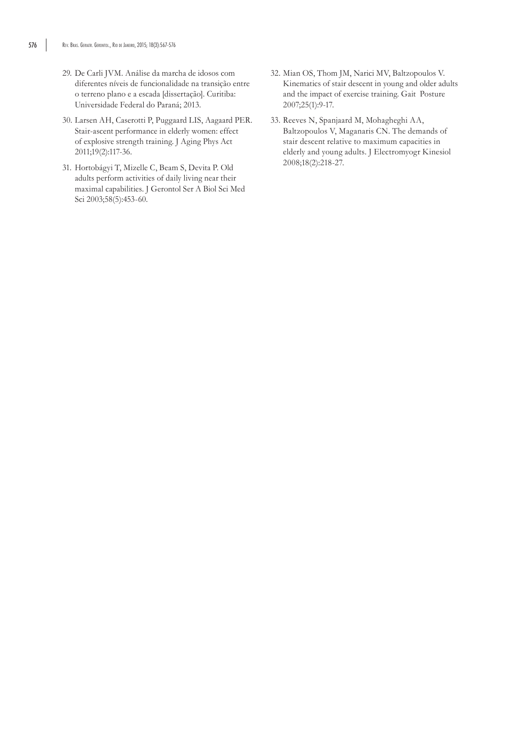29. De Carli JVM. Análise da marcha de idosos com diferentes níveis de funcionalidade na transição entre o terreno plano e a escada [dissertação]. Curitiba: Universidade Federal do Paraná; 2013.

30. Larsen AH, Caserotti P, Puggaard LIS, Aagaard PER. Stair-ascent performance in elderly women: effect of explosive strength training. J Aging Phys Act 2011;19(2):117-36.

31. Hortobágyi T, Mizelle C, Beam S, Devita P. Old adults perform activities of daily living near their maximal capabilities. J Gerontol Ser A Biol Sci Med Sci 2003;58(5):453-60.

32. Mian OS, Thom JM, Narici MV, Baltzopoulos V. Kinematics of stair descent in young and older adults and the impact of exercise training. Gait Posture 2007;25(1):9-17.

33. Reeves N, Spanjaard M, Mohagheghi AA, Baltzopoulos V, Maganaris CN. The demands of stair descent relative to maximum capacities in elderly and young adults. J Electromyogr Kinesiol 2008;18(2):218-27.